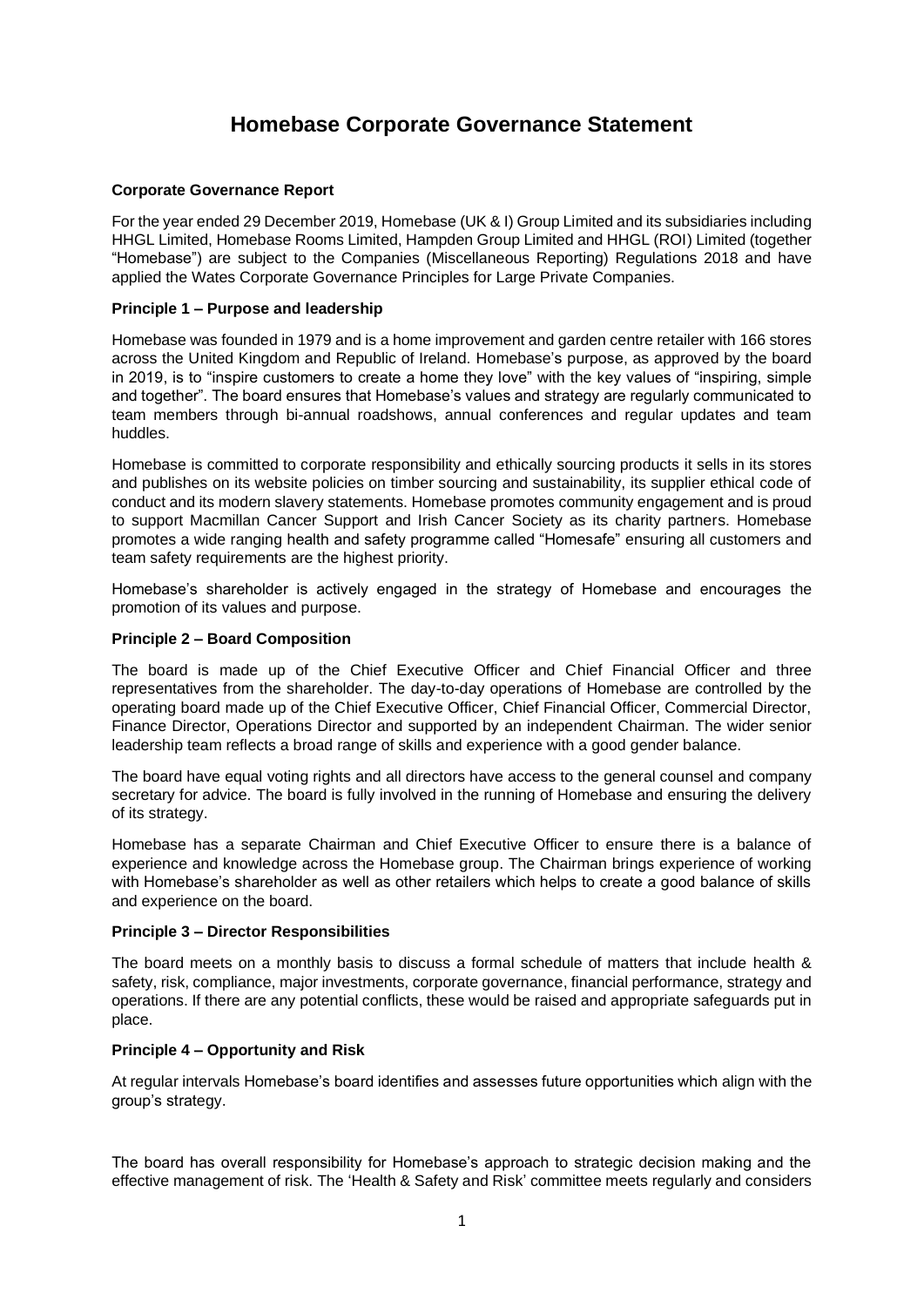# Homebase Corporate Governance Statement

**Corporate Governance Report**

For the year ended 29 December 2019, Homebase (UK & I) Group Limited and its subsidiaries including HHGL Limited, Homebase Rooms Limited, Hampden Group Limited and HHGL (ROI) Limited (together "Homebase") are subject to the Companies (Miscellaneous Reporting) Regulations 2018 and have applied the Wates Corporate Governance Principles for Large Private Companies.

**Principle 1 – Purpose and leadership**

Homebase was founded in 1979 and is a home improvement and garden centre retailer with 166 stores across the United Kingdom and Republic of Ireland. Homebase's purpose, as approved by the board in 2019, is to "inspire customers to create a home they love" with the key values of "inspiring, simple and together". The board ensures that Homebase's values and strategy are regularly communicated to team members through bi-annual roadshows, annual conferences and regular updates and team huddles.

Homebase is committed to corporate responsibility and ethically sourcing products it sells in its stores and publishes on its website policies on timber sourcing and sustainability, its supplier ethical code of conduct and its modern slavery statements. Homebase promotes community engagement and is proud to support Macmillan Cancer Support and Irish Cancer Society as its charity partners. Homebase promotes a wide ranging health and safety programme called "Homesafe" ensuring all customers and team safety requirements are the highest priority.

Homebase's shareholder is actively engaged in the strategy of Homebase and encourages the promotion of its values and purpose.

**Principle 2 – Board Composition**

The board is made up of the Chief Executive Officer and Chief Financial Officer and three representatives from the shareholder. The day-to-day operations of Homebase are controlled by the operating board made up of the Chief Executive Officer, Chief Financial Officer, Commercial Director, Finance Director, Operations Director and supported by an independent Chairman. The wider senior leadership team reflects a broad range of skills and experience with a good gender balance.

The board have equal voting rights and all directors have access to the general counsel and company secretary for advice. The board is fully involved in the running of Homebase and ensuring the delivery of its strategy.

Homebase has a separate Chairman and Chief Executive Officer to ensure there is a balance of experience and knowledge across the Homebase group. The Chairman brings experience of working with Homebase's shareholder as well as other retailers which helps to create a good balance of skills and experience on the board.

**Principle 3 – Director Responsibilities**

The board meets on a monthly basis to discuss a formal schedule of matters that include health & safety, risk, compliance, major investments, corporate governance, financial performance, strategy and operations. If there are any potential conflicts, these would be raised and appropriate safeguards put in place.

**Principle 4 – Opportunity and Risk**

At regular intervals Homebase's board identifies and assesses future opportunities which align with the group's strategy.

The board has overall responsibility for Homebase's approach to strategic decision making and the effective management of risk. The 'Health & Safety and Risk' committee meets regularly and considers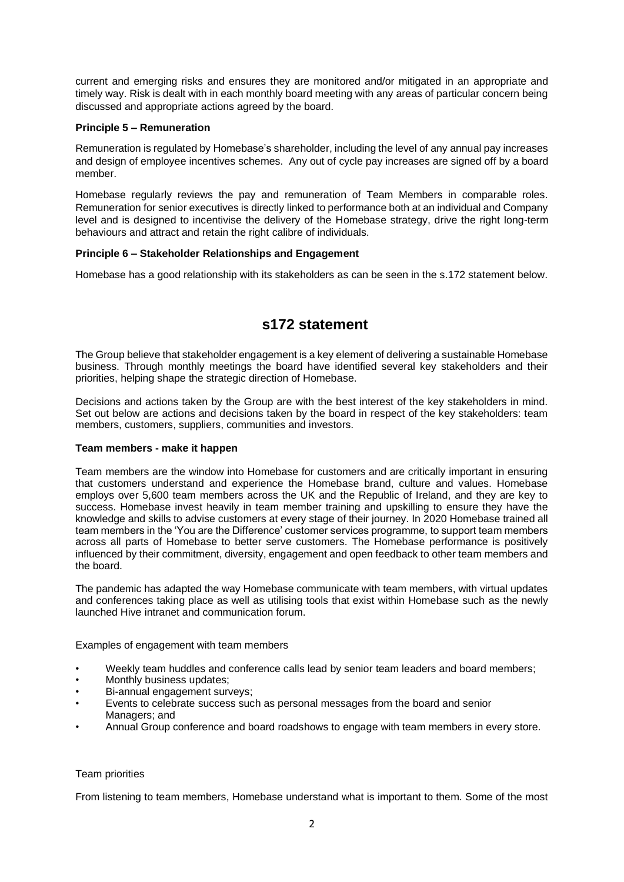current and emerging risks and ensures they are monitored and/or mitigated in an appropriate and timely way. Risk is dealt with in each monthly board meeting with any areas of particular concern being discussed and appropriate actions agreed by the board.

**Principle 5 – Remuneration**

Remuneration is regulated by Homebase's shareholder, including the level of any annual pay increases and design of employee incentives schemes. Any out of cycle pay increases are signed off by a board member.

Homebase regularly reviews the pay and remuneration of Team Members in comparable roles. Remuneration for senior executives is directly linked to performance both at an individual and Company level and is designed to incentivise the delivery of the Homebase strategy, drive the right long-term behaviours and attract and retain the right calibre of individuals.

**Principle 6 – Stakeholder Relationships and Engagement**

Homebase has a good relationship with its stakeholders as can be seen in the s.172 statement below.

## s172 statement

The Group believe that stakeholder engagement is a key element of delivering a sustainable Homebase business. Through monthly meetings the board have identified several key stakeholders and their priorities, helping shape the strategic direction of Homebase.

Decisions and actions taken by the Group are with the best interest of the key stakeholders in mind. Set out below are actions and decisions taken by the board in respect of the key stakeholders: team members, customers, suppliers, communities and investors.

**Team members - make it happen**

Team members are the window into Homebase for customers and are critically important in ensuring that customers understand and experience the Homebase brand, culture and values. Homebase employs over 5,600 team members across the UK and the Republic of Ireland, and they are key to success. Homebase invest heavily in team member training and upskilling to ensure they have the knowledge and skills to advise customers at every stage of their journey. In 2020 Homebase trained all team members in the 'You are the Difference' customer services programme, to support team members across all parts of Homebase to better serve customers. The Homebase performance is positively influenced by their commitment, diversity, engagement and open feedback to other team members and the board.

The pandemic has adapted the way Homebase communicate with team members, with virtual updates and conferences taking place as well as utilising tools that exist within Homebase such as the newly launched Hive intranet and communication forum.

Examples of engagement with team members

- Weekly team huddles and conference calls lead by senior team leaders and board members;
- Monthly business updates;
- Bi-annual engagement surveys;
- Events to celebrate success such as personal messages from the board and senior Managers; and
- Annual Group conference and board roadshows to engage with team members in every store.

Team priorities

From listening to team members, Homebase understand what is important to them. Some of the most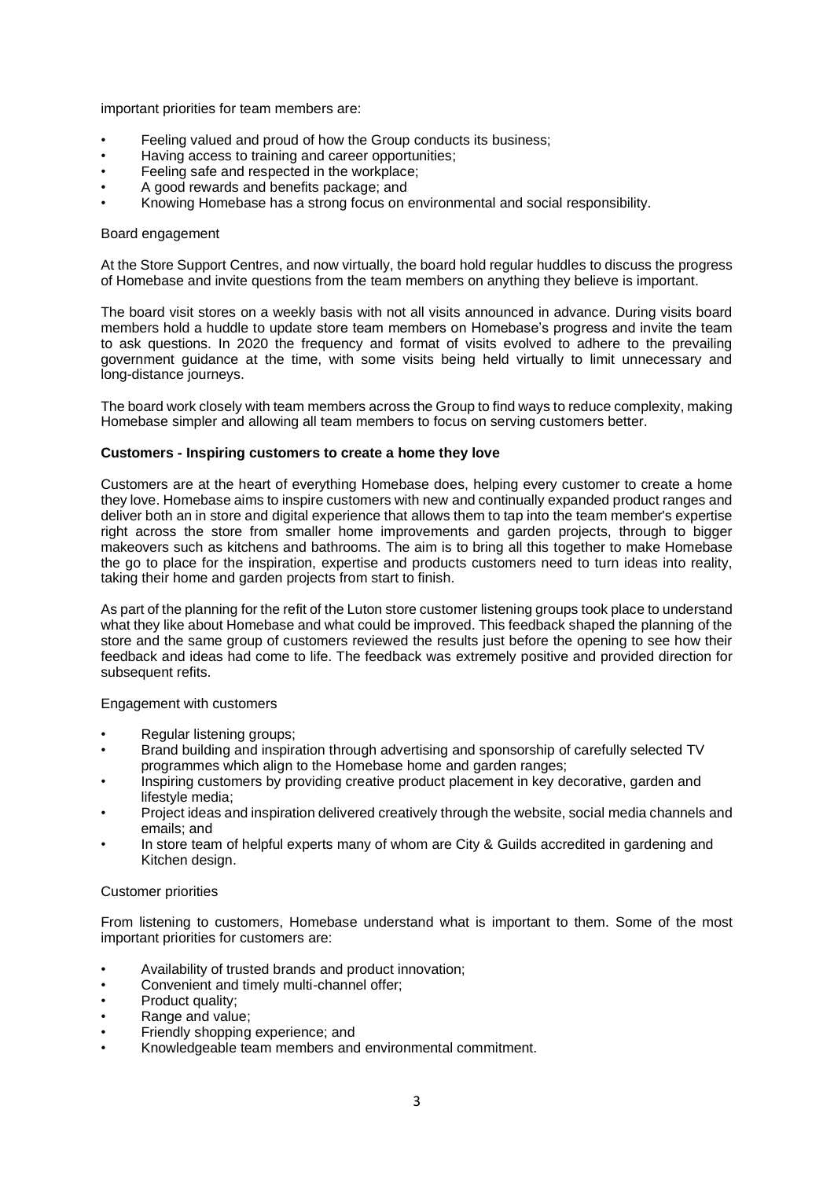important priorities for team members are:

- Feeling valued and proud of how the Group conducts its business;
- Having access to training and career opportunities;
- Feeling safe and respected in the workplace;
- A good rewards and benefits package; and
- Knowing Homebase has a strong focus on environmental and social responsibility.

Board engagement

At the Store Support Centres, and now virtually, the board hold regular huddles to discuss the progress of Homebase and invite questions from the team members on anything they believe is important.

The board visit stores on a weekly basis with not all visits announced in advance. During visits board members hold a huddle to update store team members on Homebase's progress and invite the team to ask questions. In 2020 the frequency and format of visits evolved to adhere to the prevailing government guidance at the time, with some visits being held virtually to limit unnecessary and long-distance journeys.

The board work closely with team members across the Group to find ways to reduce complexity, making Homebase simpler and allowing all team members to focus on serving customers better.

**Customers - Inspiring customers to create a home they love**

Customers are at the heart of everything Homebase does, helping every customer to create a home they love. Homebase aims to inspire customers with new and continually expanded product ranges and deliver both an in store and digital experience that allows them to tap into the team member's expertise right across the store from smaller home improvements and garden projects, through to bigger makeovers such as kitchens and bathrooms. The aim is to bring all this together to make Homebase the go to place for the inspiration, expertise and products customers need to turn ideas into reality, taking their home and garden projects from start to finish.

As part of the planning for the refit of the Luton store customer listening groups took place to understand what they like about Homebase and what could be improved. This feedback shaped the planning of the store and the same group of customers reviewed the results just before the opening to see how their feedback and ideas had come to life. The feedback was extremely positive and provided direction for subsequent refits.

Engagement with customers

- Regular listening groups;
- Brand building and inspiration through advertising and sponsorship of carefully selected TV programmes which align to the Homebase home and garden ranges;
- Inspiring customers by providing creative product placement in key decorative, garden and lifestyle media;
- Project ideas and inspiration delivered creatively through the website, social media channels and emails; and
- In store team of helpful experts many of whom are City & Guilds accredited in gardening and Kitchen design.

Customer priorities

From listening to customers, Homebase understand what is important to them. Some of the most important priorities for customers are:

- Availability of trusted brands and product innovation;
- Convenient and timely multi-channel offer;
- Product quality;
- Range and value;
- Friendly shopping experience; and
- Knowledgeable team members and environmental commitment.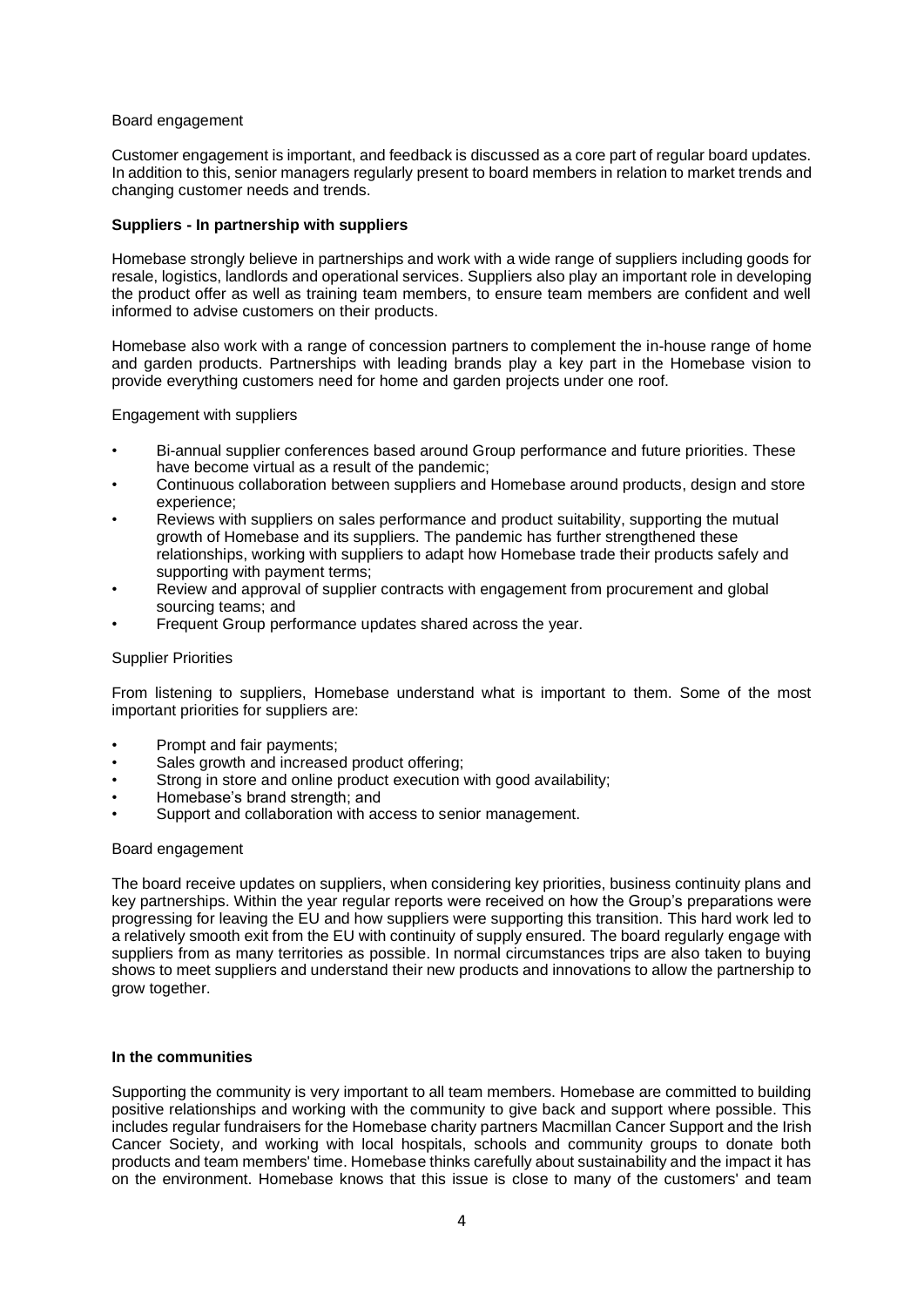Board engagement

Customer engagement is important, and feedback is discussed as a core part of regular board updates. In addition to this, senior managers regularly present to board members in relation to market trends and changing customer needs and trends.

**Suppliers - In partnership with suppliers**

Homebase strongly believe in partnerships and work with a wide range of suppliers including goods for resale, logistics, landlords and operational services. Suppliers also play an important role in developing the product offer as well as training team members, to ensure team members are confident and well informed to advise customers on their products.

Homebase also work with a range of concession partners to complement the in-house range of home and garden products. Partnerships with leading brands play a key part in the Homebase vision to provide everything customers need for home and garden projects under one roof.

Engagement with suppliers

- Bi-annual supplier conferences based around Group performance and future priorities. These have become virtual as a result of the pandemic;
- Continuous collaboration between suppliers and Homebase around products, design and store experience;
- Reviews with suppliers on sales performance and product suitability, supporting the mutual growth of Homebase and its suppliers. The pandemic has further strengthened these relationships, working with suppliers to adapt how Homebase trade their products safely and supporting with payment terms;
- Review and approval of supplier contracts with engagement from procurement and global sourcing teams; and
- Frequent Group performance updates shared across the year.

Supplier Priorities

From listening to suppliers, Homebase understand what is important to them. Some of the most important priorities for suppliers are:

- Prompt and fair payments;
- Sales growth and increased product offering;
- Strong in store and online product execution with good availability;
- Homebase's brand strength; and
- Support and collaboration with access to senior management.

Board engagement

The board receive updates on suppliers, when considering key priorities, business continuity plans and key partnerships. Within the year regular reports were received on how the Group's preparations were progressing for leaving the EU and how suppliers were supporting this transition. This hard work led to a relatively smooth exit from the EU with continuity of supply ensured. The board regularly engage with suppliers from as many territories as possible. In normal circumstances trips are also taken to buying shows to meet suppliers and understand their new products and innovations to allow the partnership to grow together.

**In the communities**

Supporting the community is very important to all team members. Homebase are committed to building positive relationships and working with the community to give back and support where possible. This includes regular fundraisers for the Homebase charity partners Macmillan Cancer Support and the Irish Cancer Society, and working with local hospitals, schools and community groups to donate both products and team members' time. Homebase thinks carefully about sustainability and the impact it has on the environment. Homebase knows that this issue is close to many of the customers' and team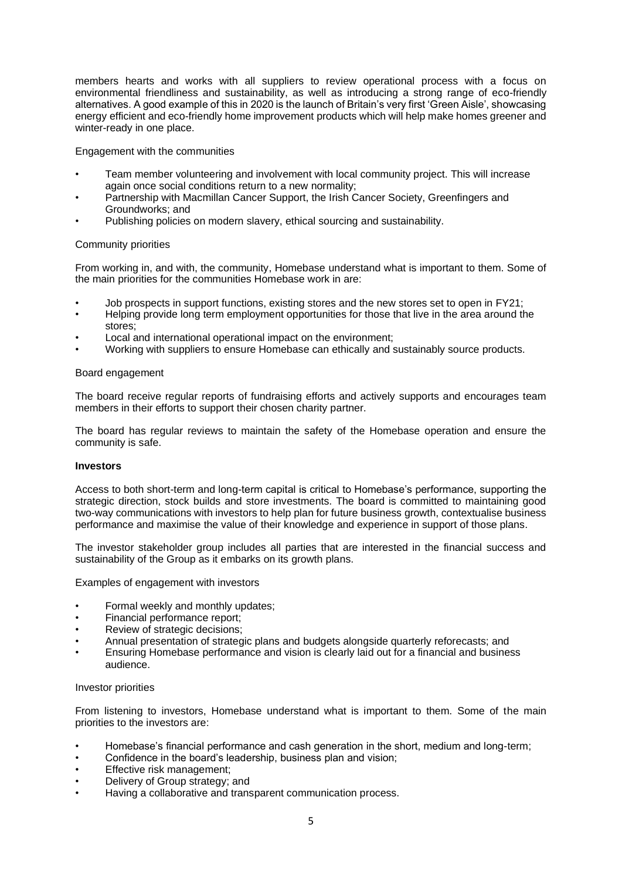members hearts and works with all suppliers to review operational process with a focus on environmental friendliness and sustainability, as well as introducing a strong range of eco-friendly alternatives. A good example of this in 2020 is the launch of Britain's very first 'Green Aisle', showcasing energy efficient and eco-friendly home improvement products which will help make homes greener and winter-ready in one place.

Engagement with the communities

- Team member volunteering and involvement with local community project. This will increase again once social conditions return to a new normality;
- Partnership with Macmillan Cancer Support, the Irish Cancer Society, Greenfingers and Groundworks; and
- Publishing policies on modern slavery, ethical sourcing and sustainability.

Community priorities

From working in, and with, the community, Homebase understand what is important to them. Some of the main priorities for the communities Homebase work in are:

- Job prospects in support functions, existing stores and the new stores set to open in FY21;
- Helping provide long term employment opportunities for those that live in the area around the stores;
- Local and international operational impact on the environment;
- Working with suppliers to ensure Homebase can ethically and sustainably source products.

Board engagement

The board receive regular reports of fundraising efforts and actively supports and encourages team members in their efforts to support their chosen charity partner.

The board has regular reviews to maintain the safety of the Homebase operation and ensure the community is safe.

**Investors**

Access to both short-term and long-term capital is critical to Homebase's performance, supporting the strategic direction, stock builds and store investments. The board is committed to maintaining good two-way communications with investors to help plan for future business growth, contextualise business performance and maximise the value of their knowledge and experience in support of those plans.

The investor stakeholder group includes all parties that are interested in the financial success and sustainability of the Group as it embarks on its growth plans.

Examples of engagement with investors

- Formal weekly and monthly updates;
- Financial performance report;
- Review of strategic decisions;
- Annual presentation of strategic plans and budgets alongside quarterly reforecasts; and
- Ensuring Homebase performance and vision is clearly laid out for a financial and business audience.

Investor priorities

From listening to investors, Homebase understand what is important to them. Some of the main priorities to the investors are:

- Homebase's financial performance and cash generation in the short, medium and long-term;
- Confidence in the board's leadership, business plan and vision;
- Effective risk management;
- Delivery of Group strategy; and
- Having a collaborative and transparent communication process.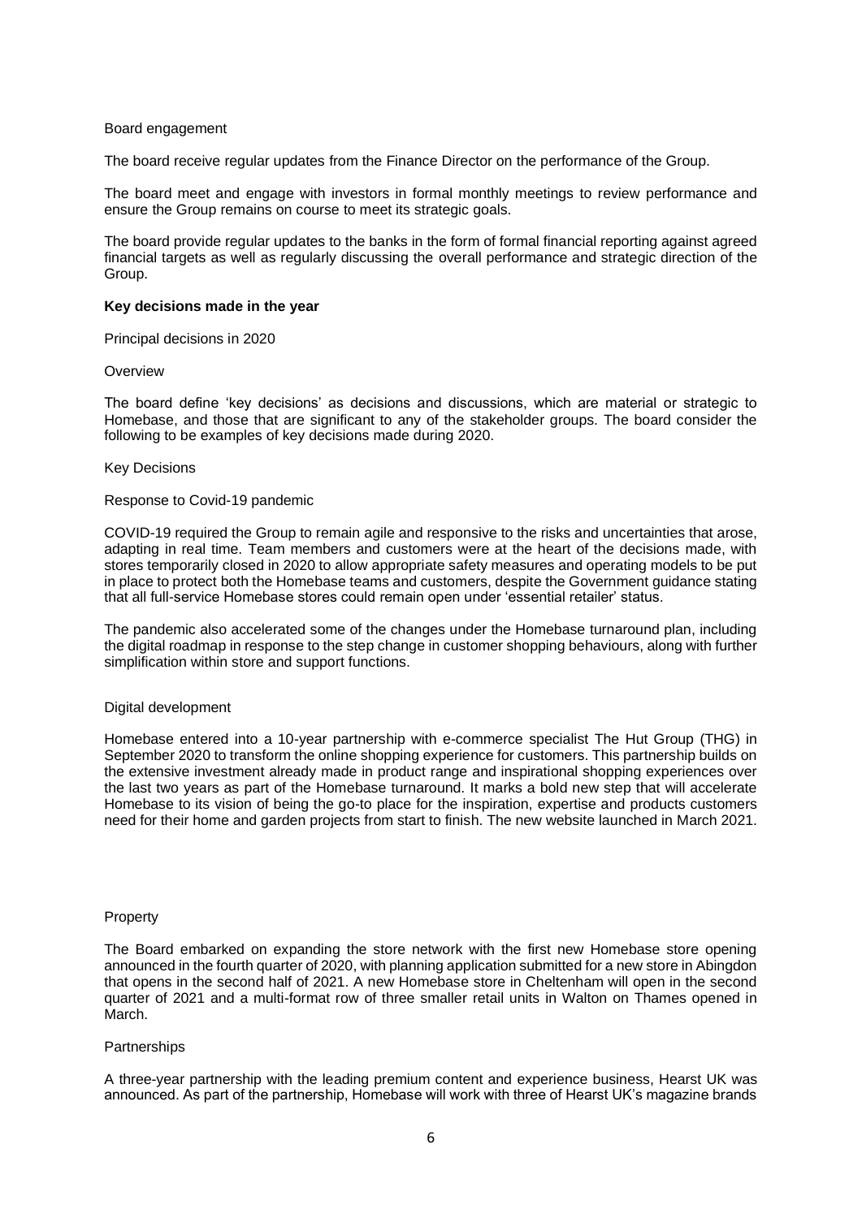Board engagement

The board receive regular updates from the Finance Director on the performance of the Group.

The board meet and engage with investors in formal monthly meetings to review performance and ensure the Group remains on course to meet its strategic goals.

The board provide regular updates to the banks in the form of formal financial reporting against agreed financial targets as well as regularly discussing the overall performance and strategic direction of the Group.

**Key decisions made in the year**

Principal decisions in 2020

Overview

The board define 'key decisions' as decisions and discussions, which are material or strategic to Homebase, and those that are significant to any of the stakeholder groups. The board consider the following to be examples of key decisions made during 2020.

Key Decisions

Response to Covid-19 pandemic

COVID-19 required the Group to remain agile and responsive to the risks and uncertainties that arose, adapting in real time. Team members and customers were at the heart of the decisions made, with stores temporarily closed in 2020 to allow appropriate safety measures and operating models to be put in place to protect both the Homebase teams and customers, despite the Government guidance stating that all full-service Homebase stores could remain open under 'essential retailer' status.

The pandemic also accelerated some of the changes under the Homebase turnaround plan, including the digital roadmap in response to the step change in customer shopping behaviours, along with further simplification within store and support functions.

Digital development

Homebase entered into a 10-year partnership with e-commerce specialist The Hut Group (THG) in September 2020 to transform the online shopping experience for customers. This partnership builds on the extensive investment already made in product range and inspirational shopping experiences over the last two years as part of the Homebase turnaround. It marks a bold new step that will accelerate Homebase to its vision of being the go-to place for the inspiration, expertise and products customers need for their home and garden projects from start to finish. The new website launched in March 2021.

Property

The Board embarked on expanding the store network with the first new Homebase store opening announced in the fourth quarter of 2020, with planning application submitted for a new store in Abingdon that opens in the second half of 2021. A new Homebase store in Cheltenham will open in the second quarter of 2021 and a multi-format row of three smaller retail units in Walton on Thames opened in March.

Partnerships

A three-year partnership with the leading premium content and experience business, Hearst UK was announced. As part of the partnership, Homebase will work with three of Hearst UK's magazine brands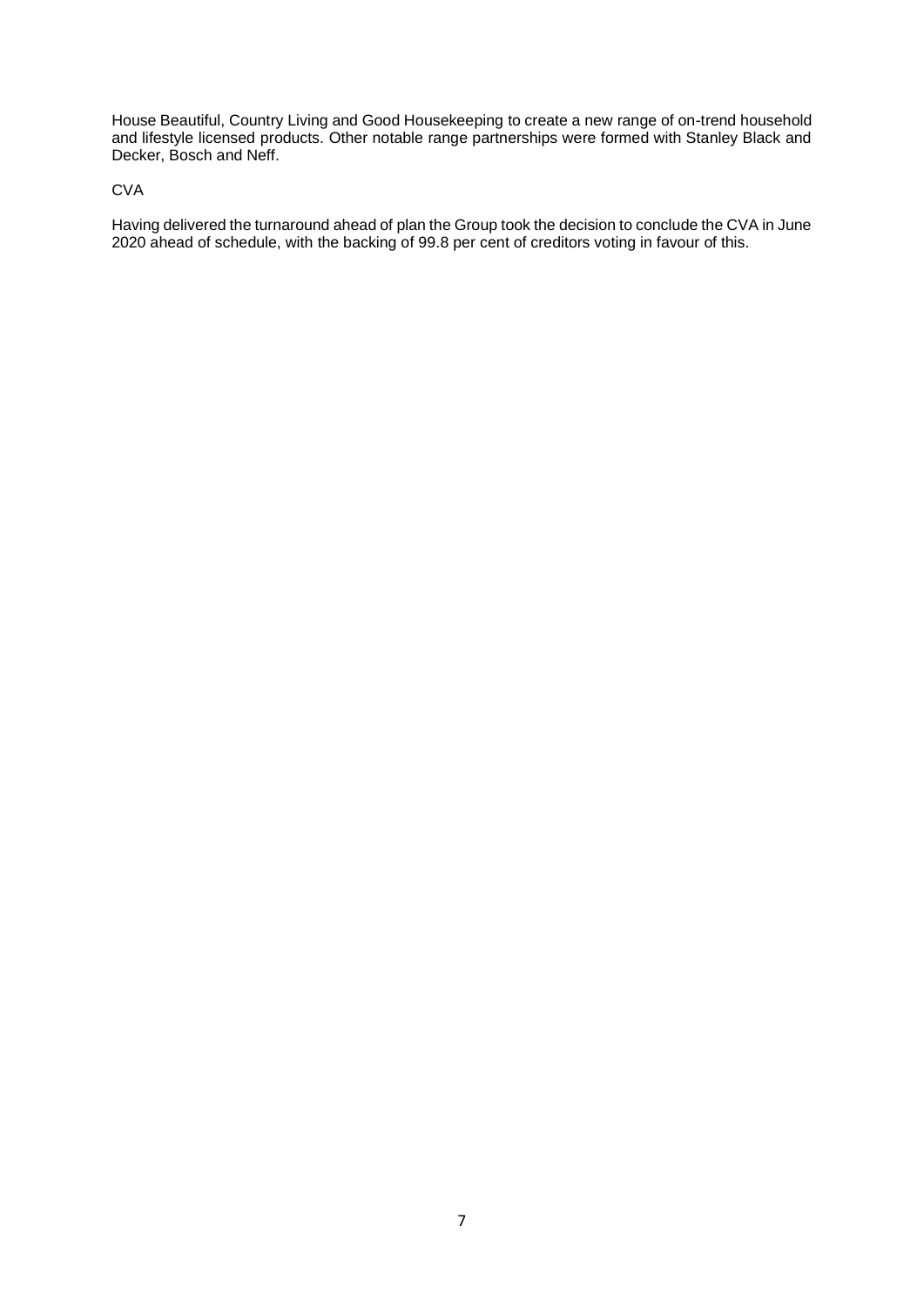House Beautiful, Country Living and Good Housekeeping to create a new range of on-trend household and lifestyle licensed products. Other notable range partnerships were formed with Stanley Black and Decker, Bosch and Neff.

CVA

Having delivered the turnaround ahead of plan the Group took the decision to conclude the CVA in June 2020 ahead of schedule, with the backing of 99.8 per cent of creditors voting in favour of this.